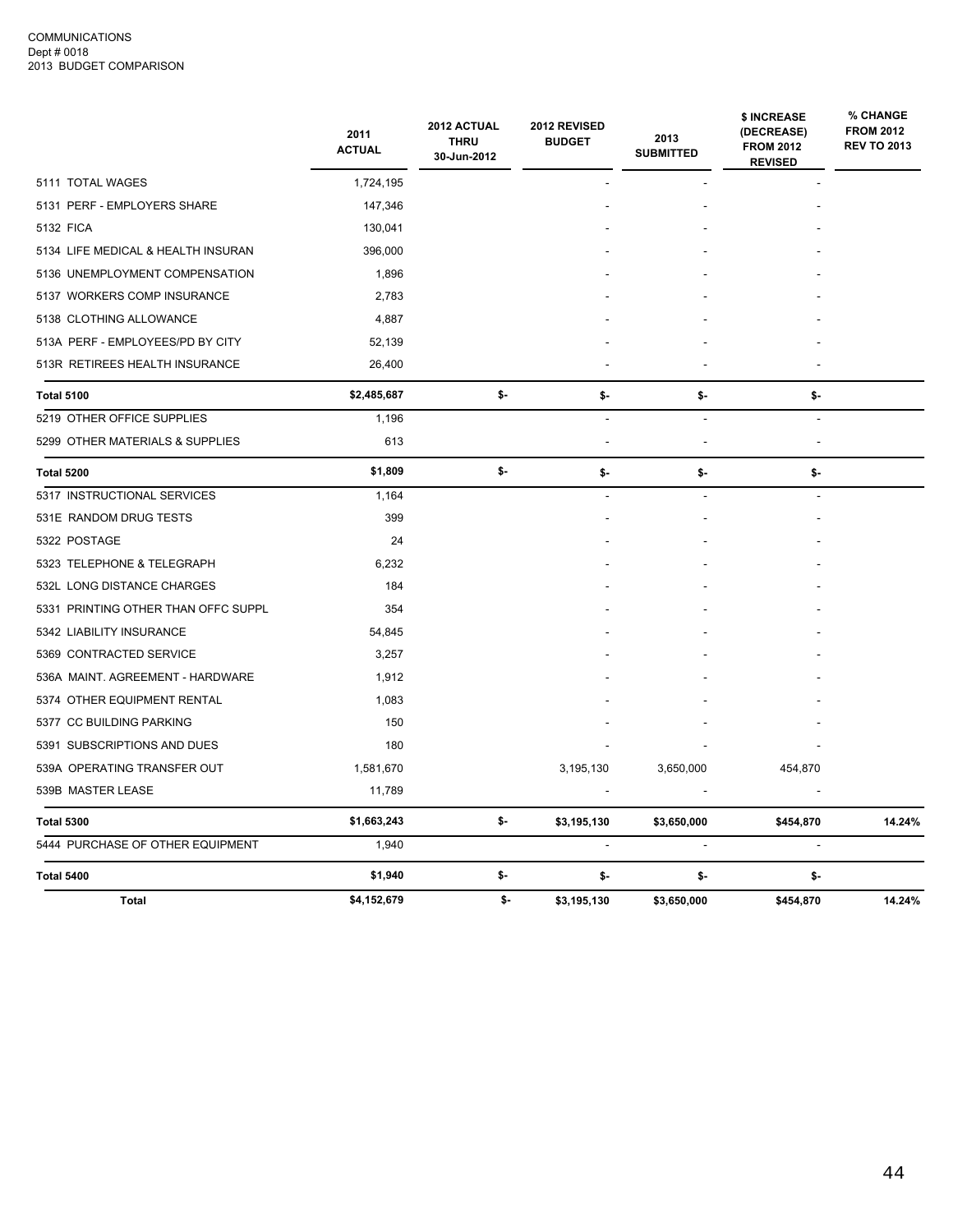COMMUNICATIONS
Dept # 0018
2013 BUDGET COMPARISON

| | 2011 ACTUAL | 2012 ACTUAL THRU 30-Jun-2012 | 2012 REVISED BUDGET | 2013 SUBMITTED | $ INCREASE (DECREASE) FROM 2012 REVISED | % CHANGE FROM 2012 REV TO 2013 |
|---|---|---|---|---|---|---|
| 5111 TOTAL WAGES | 1,724,195 | | - | - | - | |
| 5131 PERF - EMPLOYERS SHARE | 147,346 | | - | - | - | |
| 5132 FICA | 130,041 | | - | - | - | |
| 5134 LIFE MEDICAL & HEALTH INSURAN | 396,000 | | - | - | - | |
| 5136 UNEMPLOYMENT COMPENSATION | 1,896 | | - | - | - | |
| 5137 WORKERS COMP INSURANCE | 2,783 | | - | - | - | |
| 5138 CLOTHING ALLOWANCE | 4,887 | | - | - | - | |
| 513A PERF - EMPLOYEES/PD BY CITY | 52,139 | | - | - | - | |
| 513R RETIREES HEALTH INSURANCE | 26,400 | | - | - | - | |
| **Total 5100** | **$2,485,687** | **$-** | **$-** | **$-** | **$-** | |
| 5219 OTHER OFFICE SUPPLIES | 1,196 | | - | - | - | |
| 5299 OTHER MATERIALS & SUPPLIES | 613 | | - | - | - | |
| **Total 5200** | **$1,809** | **$-** | **$-** | **$-** | **$-** | |
| 5317 INSTRUCTIONAL SERVICES | 1,164 | | - | - | - | |
| 531E RANDOM DRUG TESTS | 399 | | - | - | - | |
| 5322 POSTAGE | 24 | | - | - | - | |
| 5323 TELEPHONE & TELEGRAPH | 6,232 | | - | - | - | |
| 532L LONG DISTANCE CHARGES | 184 | | - | - | - | |
| 5331 PRINTING OTHER THAN OFFC SUPPL | 354 | | - | - | - | |
| 5342 LIABILITY INSURANCE | 54,845 | | - | - | - | |
| 5369 CONTRACTED SERVICE | 3,257 | | - | - | - | |
| 536A MAINT. AGREEMENT - HARDWARE | 1,912 | | - | - | - | |
| 5374 OTHER EQUIPMENT RENTAL | 1,083 | | - | - | - | |
| 5377 CC BUILDING PARKING | 150 | | - | - | - | |
| 5391 SUBSCRIPTIONS AND DUES | 180 | | - | - | - | |
| 539A OPERATING TRANSFER OUT | 1,581,670 | | 3,195,130 | 3,650,000 | 454,870 | |
| 539B MASTER LEASE | 11,789 | | - | - | - | |
| **Total 5300** | **$1,663,243** | **$-** | **$3,195,130** | **$3,650,000** | **$454,870** | **14.24%** |
| 5444 PURCHASE OF OTHER EQUIPMENT | 1,940 | | - | - | - | |
| **Total 5400** | **$1,940** | **$-** | **$-** | **$-** | **$-** | |
| **Total** | **$4,152,679** | **$-** | **$3,195,130** | **$3,650,000** | **$454,870** | **14.24%** |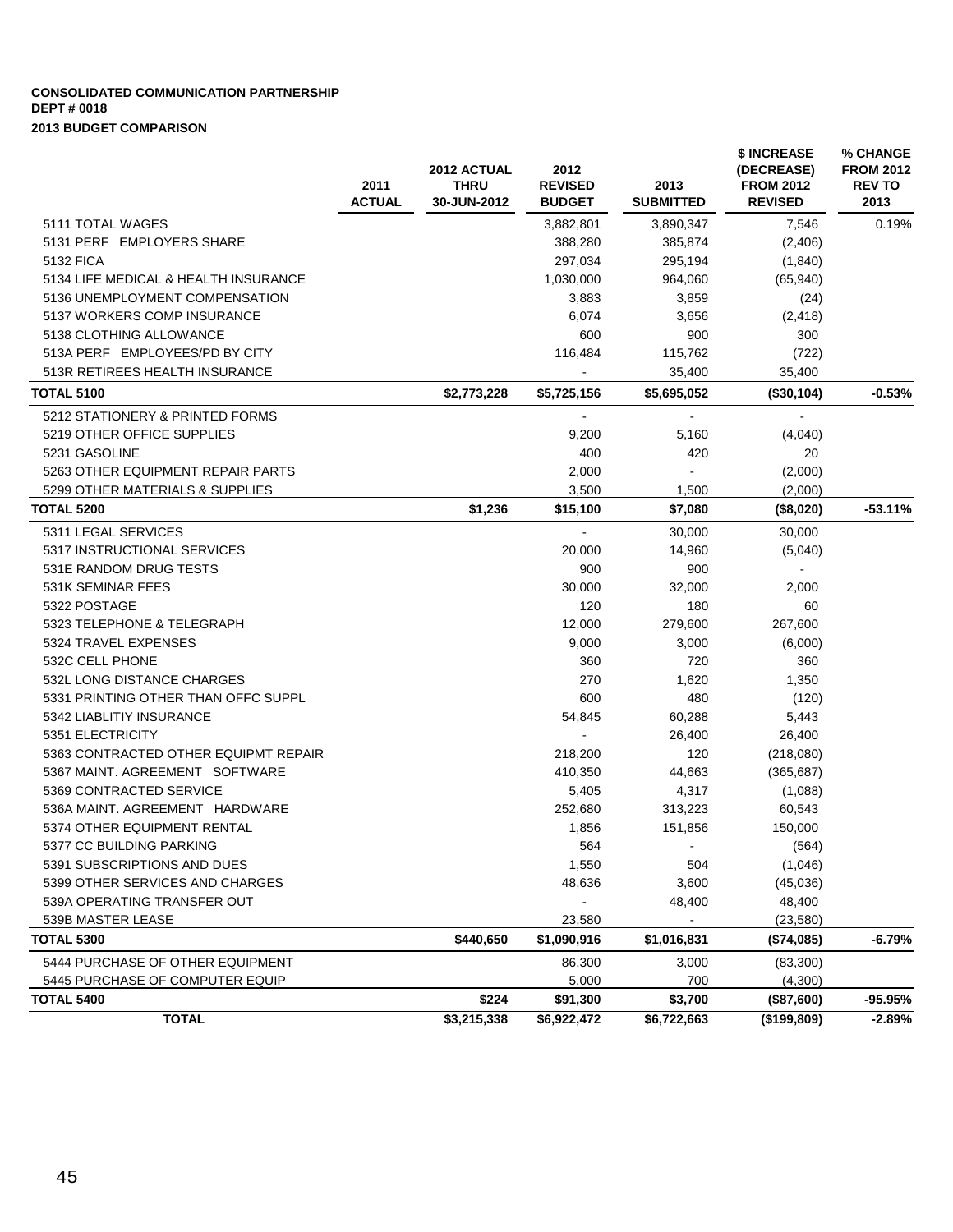**CONSOLIDATED COMMUNICATION PARTNERSHIP**
**DEPT # 0018**
**2013 BUDGET COMPARISON**

| | 2011 ACTUAL | 2012 ACTUAL THRU 30-JUN-2012 | 2012 REVISED BUDGET | 2013 SUBMITTED | $ INCREASE (DECREASE) FROM 2012 REVISED | % CHANGE FROM 2012 REV TO 2013 |
|---|---|---|---|---|---|---|
| 5111 TOTAL WAGES | | | 3,882,801 | 3,890,347 | 7,546 | 0.19% |
| 5131 PERF EMPLOYERS SHARE | | | 388,280 | 385,874 | (2,406) | |
| 5132 FICA | | | 297,034 | 295,194 | (1,840) | |
| 5134 LIFE MEDICAL & HEALTH INSURANCE | | | 1,030,000 | 964,060 | (65,940) | |
| 5136 UNEMPLOYMENT COMPENSATION | | | 3,883 | 3,859 | (24) | |
| 5137 WORKERS COMP INSURANCE | | | 6,074 | 3,656 | (2,418) | |
| 5138 CLOTHING ALLOWANCE | | | 600 | 900 | 300 | |
| 513A PERF EMPLOYEES/PD BY CITY | | | 116,484 | 115,762 | (722) | |
| 513R RETIREES HEALTH INSURANCE | | | - | 35,400 | 35,400 | |
| **TOTAL 5100** | | **$2,773,228** | **$5,725,156** | **$5,695,052** | **($30,104)** | **-0.53%** |
| 5212 STATIONERY & PRINTED FORMS | | | - | - | - | |
| 5219 OTHER OFFICE SUPPLIES | | | 9,200 | 5,160 | (4,040) | |
| 5231 GASOLINE | | | 400 | 420 | 20 | |
| 5263 OTHER EQUIPMENT REPAIR PARTS | | | 2,000 | - | (2,000) | |
| 5299 OTHER MATERIALS & SUPPLIES | | | 3,500 | 1,500 | (2,000) | |
| **TOTAL 5200** | | **$1,236** | **$15,100** | **$7,080** | **($8,020)** | **-53.11%** |
| 5311 LEGAL SERVICES | | | - | 30,000 | 30,000 | |
| 5317 INSTRUCTIONAL SERVICES | | | 20,000 | 14,960 | (5,040) | |
| 531E RANDOM DRUG TESTS | | | 900 | 900 | - | |
| 531K SEMINAR FEES | | | 30,000 | 32,000 | 2,000 | |
| 5322 POSTAGE | | | 120 | 180 | 60 | |
| 5323 TELEPHONE & TELEGRAPH | | | 12,000 | 279,600 | 267,600 | |
| 5324 TRAVEL EXPENSES | | | 9,000 | 3,000 | (6,000) | |
| 532C CELL PHONE | | | 360 | 720 | 360 | |
| 532L LONG DISTANCE CHARGES | | | 270 | 1,620 | 1,350 | |
| 5331 PRINTING OTHER THAN OFFC SUPPL | | | 600 | 480 | (120) | |
| 5342 LIABLITIY INSURANCE | | | 54,845 | 60,288 | 5,443 | |
| 5351 ELECTRICITY | | | - | 26,400 | 26,400 | |
| 5363 CONTRACTED OTHER EQUIPMT REPAIR | | | 218,200 | 120 | (218,080) | |
| 5367 MAINT. AGREEMENT SOFTWARE | | | 410,350 | 44,663 | (365,687) | |
| 5369 CONTRACTED SERVICE | | | 5,405 | 4,317 | (1,088) | |
| 536A MAINT. AGREEMENT HARDWARE | | | 252,680 | 313,223 | 60,543 | |
| 5374 OTHER EQUIPMENT RENTAL | | | 1,856 | 151,856 | 150,000 | |
| 5377 CC BUILDING PARKING | | | 564 | - | (564) | |
| 5391 SUBSCRIPTIONS AND DUES | | | 1,550 | 504 | (1,046) | |
| 5399 OTHER SERVICES AND CHARGES | | | 48,636 | 3,600 | (45,036) | |
| 539A OPERATING TRANSFER OUT | | | - | 48,400 | 48,400 | |
| 539B MASTER LEASE | | | 23,580 | - | (23,580) | |
| **TOTAL 5300** | | **$440,650** | **$1,090,916** | **$1,016,831** | **($74,085)** | **-6.79%** |
| 5444 PURCHASE OF OTHER EQUIPMENT | | | 86,300 | 3,000 | (83,300) | |
| 5445 PURCHASE OF COMPUTER EQUIP | | | 5,000 | 700 | (4,300) | |
| **TOTAL 5400** | | **$224** | **$91,300** | **$3,700** | **($87,600)** | **-95.95%** |
| **TOTAL** | | **$3,215,338** | **$6,922,472** | **$6,722,663** | **($199,809)** | **-2.89%** |